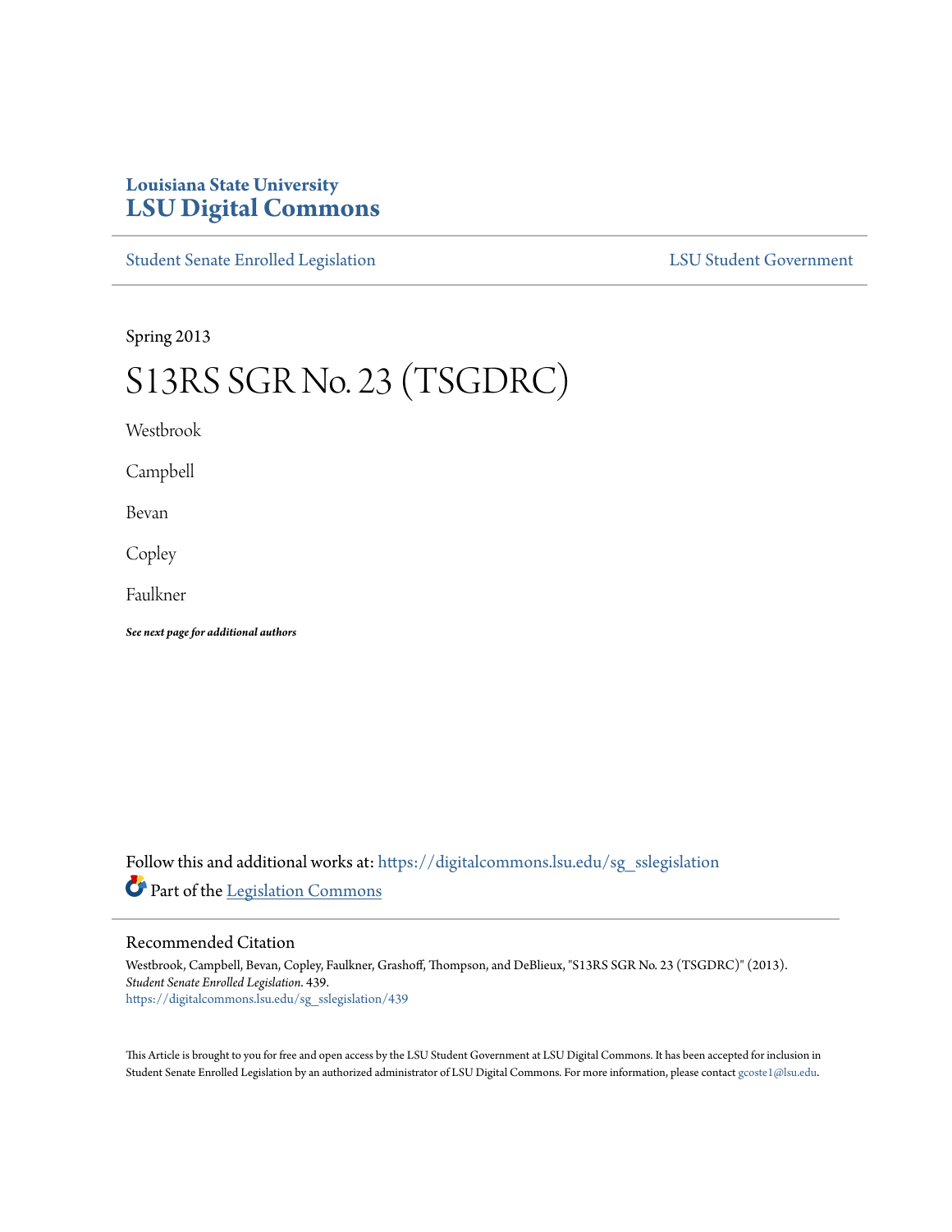Louisiana State University
# LSU Digital Commons

Student Senate Enrolled Legislation | LSU Student Government

---

Spring 2013

# S13RS SGR No. 23 (TSGDRC)

Westbrook

Campbell

Bevan

Copley

Faulkner

***See next page for additional authors***

Follow this and additional works at: https://digitalcommons.lsu.edu/sg_sslegislation

Part of the Legislation Commons

## Recommended Citation

Westbrook, Campbell, Bevan, Copley, Faulkner, Grashoff, Thompson, and DeBlieux, "S13RS SGR No. 23 (TSGDRC)" (2013). *Student Senate Enrolled Legislation*. 439.
https://digitalcommons.lsu.edu/sg_sslegislation/439

This Article is brought to you for free and open access by the LSU Student Government at LSU Digital Commons. It has been accepted for inclusion in Student Senate Enrolled Legislation by an authorized administrator of LSU Digital Commons. For more information, please contact gcoste1@lsu.edu.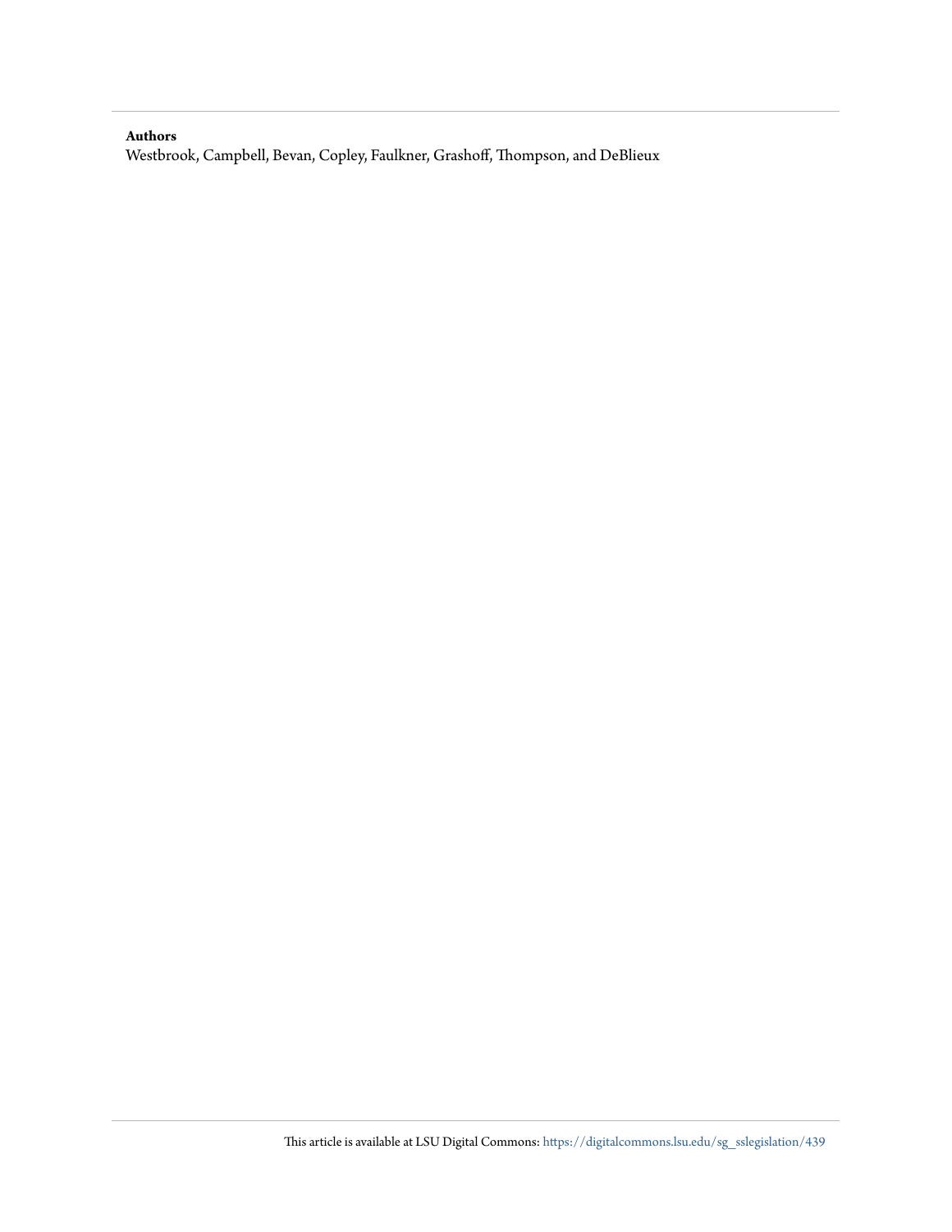**Authors**

Westbrook, Campbell, Bevan, Copley, Faulkner, Grashoff, Thompson, and DeBlieux

This article is available at LSU Digital Commons: https://digitalcommons.lsu.edu/sg_sslegislation/439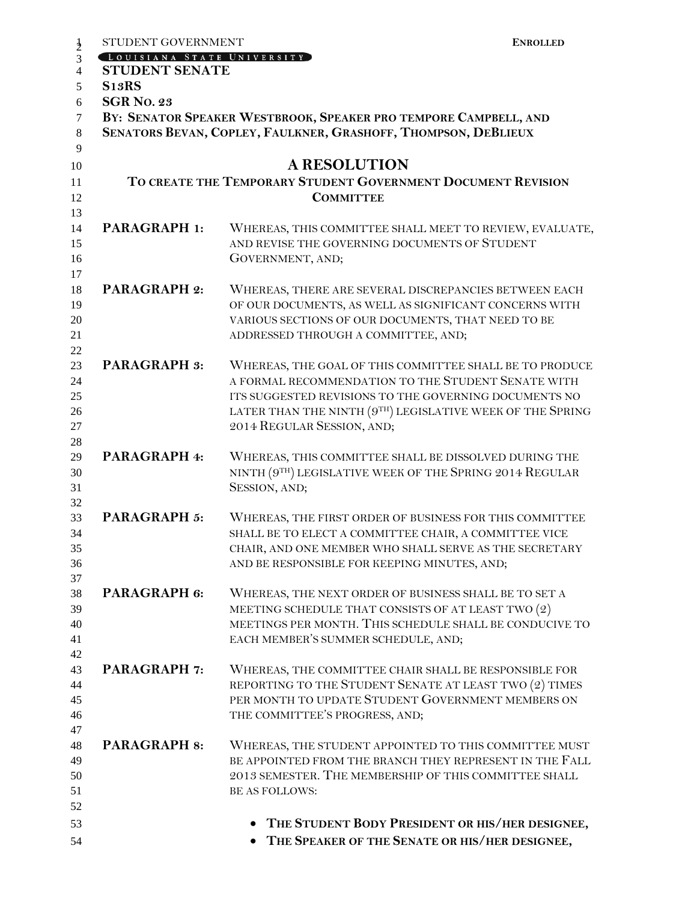STUDENT GOVERNMENT **ENROLLED**

LOUISIANA STATE UNIVERSITY

**STUDENT SENATE**

**S13RS**

**SGR NO. 23**

**BY: SENATOR SPEAKER WESTBROOK, SPEAKER PRO TEMPORE CAMPBELL, AND SENATORS BEVAN, COPLEY, FAULKNER, GRASHOFF, THOMPSON, DEBLIEUX**

# A RESOLUTION

## TO CREATE THE TEMPORARY STUDENT GOVERNMENT DOCUMENT REVISION COMMITTEE

**PARAGRAPH 1:** WHEREAS, THIS COMMITTEE SHALL MEET TO REVIEW, EVALUATE, AND REVISE THE GOVERNING DOCUMENTS OF STUDENT GOVERNMENT, AND;

**PARAGRAPH 2:** WHEREAS, THERE ARE SEVERAL DISCREPANCIES BETWEEN EACH OF OUR DOCUMENTS, AS WELL AS SIGNIFICANT CONCERNS WITH VARIOUS SECTIONS OF OUR DOCUMENTS, THAT NEED TO BE ADDRESSED THROUGH A COMMITTEE, AND;

**PARAGRAPH 3:** WHEREAS, THE GOAL OF THIS COMMITTEE SHALL BE TO PRODUCE A FORMAL RECOMMENDATION TO THE STUDENT SENATE WITH ITS SUGGESTED REVISIONS TO THE GOVERNING DOCUMENTS NO LATER THAN THE NINTH (9TH) LEGISLATIVE WEEK OF THE SPRING 2014 REGULAR SESSION, AND;

**PARAGRAPH 4:** WHEREAS, THIS COMMITTEE SHALL BE DISSOLVED DURING THE NINTH (9TH) LEGISLATIVE WEEK OF THE SPRING 2014 REGULAR SESSION, AND;

**PARAGRAPH 5:** WHEREAS, THE FIRST ORDER OF BUSINESS FOR THIS COMMITTEE SHALL BE TO ELECT A COMMITTEE CHAIR, A COMMITTEE VICE CHAIR, AND ONE MEMBER WHO SHALL SERVE AS THE SECRETARY AND BE RESPONSIBLE FOR KEEPING MINUTES, AND;

**PARAGRAPH 6:** WHEREAS, THE NEXT ORDER OF BUSINESS SHALL BE TO SET A MEETING SCHEDULE THAT CONSISTS OF AT LEAST TWO (2) MEETINGS PER MONTH. THIS SCHEDULE SHALL BE CONDUCIVE TO EACH MEMBER'S SUMMER SCHEDULE, AND;

**PARAGRAPH 7:** WHEREAS, THE COMMITTEE CHAIR SHALL BE RESPONSIBLE FOR REPORTING TO THE STUDENT SENATE AT LEAST TWO (2) TIMES PER MONTH TO UPDATE STUDENT GOVERNMENT MEMBERS ON THE COMMITTEE'S PROGRESS, AND;

**PARAGRAPH 8:** WHEREAS, THE STUDENT APPOINTED TO THIS COMMITTEE MUST BE APPOINTED FROM THE BRANCH THEY REPRESENT IN THE FALL 2013 SEMESTER. THE MEMBERSHIP OF THIS COMMITTEE SHALL BE AS FOLLOWS:

- **THE STUDENT BODY PRESIDENT OR HIS/HER DESIGNEE,**
- **THE SPEAKER OF THE SENATE OR HIS/HER DESIGNEE,**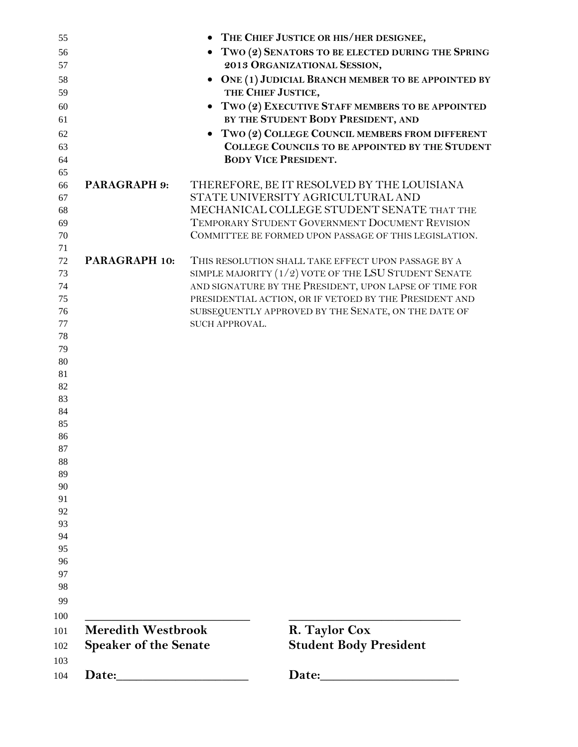- THE CHIEF JUSTICE OR HIS/HER DESIGNEE,
- TWO (2) SENATORS TO BE ELECTED DURING THE SPRING 2013 ORGANIZATIONAL SESSION,
- ONE (1) JUDICIAL BRANCH MEMBER TO BE APPOINTED BY THE CHIEF JUSTICE,
- TWO (2) EXECUTIVE STAFF MEMBERS TO BE APPOINTED BY THE STUDENT BODY PRESIDENT, AND
- TWO (2) COLLEGE COUNCIL MEMBERS FROM DIFFERENT COLLEGE COUNCILS TO BE APPOINTED BY THE STUDENT BODY VICE PRESIDENT.

**PARAGRAPH 9:** THEREFORE, BE IT RESOLVED BY THE LOUISIANA STATE UNIVERSITY AGRICULTURAL AND MECHANICAL COLLEGE STUDENT SENATE THAT THE TEMPORARY STUDENT GOVERNMENT DOCUMENT REVISION COMMITTEE BE FORMED UPON PASSAGE OF THIS LEGISLATION.

**PARAGRAPH 10:** THIS RESOLUTION SHALL TAKE EFFECT UPON PASSAGE BY A SIMPLE MAJORITY (1/2) VOTE OF THE LSU STUDENT SENATE AND SIGNATURE BY THE PRESIDENT, UPON LAPSE OF TIME FOR PRESIDENTIAL ACTION, OR IF VETOED BY THE PRESIDENT AND SUBSEQUENTLY APPROVED BY THE SENATE, ON THE DATE OF SUCH APPROVAL.

| | |
|---|---|
| \_\_\_\_\_\_\_\_\_\_\_\_\_\_\_\_\_\_\_\_\_\_\_\_ | \_\_\_\_\_\_\_\_\_\_\_\_\_\_\_\_\_\_\_\_\_\_\_\_ |
| **Meredith Westbrook** | **R. Taylor Cox** |
| **Speaker of the Senate** | **Student Body President** |
| **Date:**\_\_\_\_\_\_\_\_\_\_\_\_\_\_\_\_ | **Date:**\_\_\_\_\_\_\_\_\_\_\_\_\_\_\_\_ |